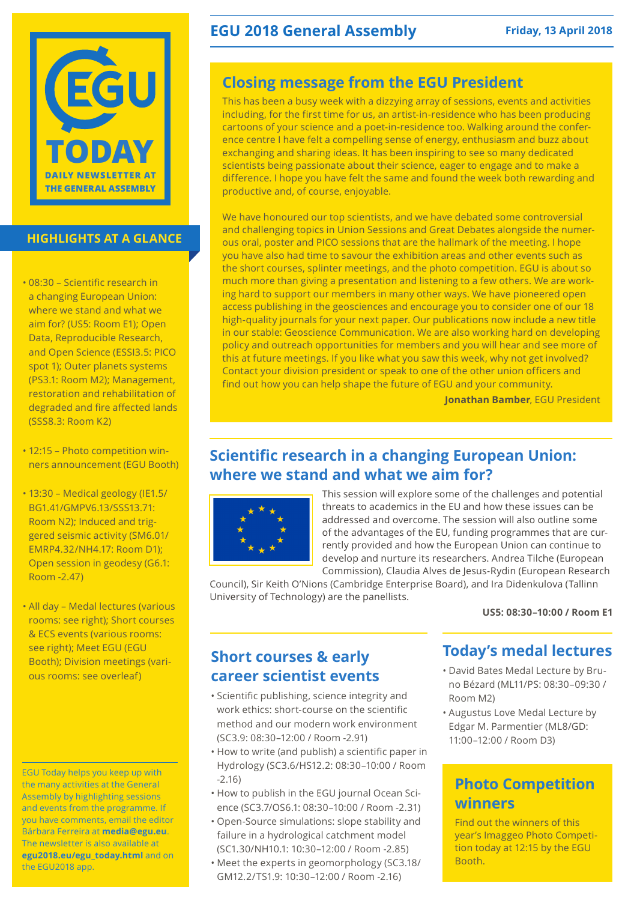# EGU TODAY

DAILY NEWSLETTER AT THE GENERAL ASSEMBLY

## EGU 2018 General Assembly

Friday, 13 April 2018

## HIGHLIGHTS AT A GLANCE

- 08:30 – Scientific research in a changing European Union: where we stand and what we aim for? (US5: Room E1); Open Data, Reproducible Research, and Open Science (ESSI3.5: PICO spot 1); Outer planets systems (PS3.1: Room M2); Management, restoration and rehabilitation of degraded and fire affected lands (SSS8.3: Room K2)
- 12:15 – Photo competition winners announcement (EGU Booth)
- 13:30 – Medical geology (IE1.5/BG1.41/GMPV6.13/SSS13.71: Room N2); Induced and triggered seismic activity (SM6.01/EMRP4.32/NH4.17: Room D1); Open session in geodesy (G6.1: Room -2.47)
- All day – Medal lectures (various rooms: see right); Short courses & ECS events (various rooms: see right); Meet EGU (EGU Booth); Division meetings (various rooms: see overleaf)

EGU Today helps you keep up with the many activities at the General Assembly by highlighting sessions and events from the programme. If you have comments, email the editor Bárbara Ferreira at **media@egu.eu**. The newsletter is also available at **egu2018.eu/egu_today.html** and on the EGU2018 app.

## Closing message from the EGU President

This has been a busy week with a dizzying array of sessions, events and activities including, for the first time for us, an artist-in-residence who has been producing cartoons of your science and a poet-in-residence too. Walking around the conference centre I have felt a compelling sense of energy, enthusiasm and buzz about exchanging and sharing ideas. It has been inspiring to see so many dedicated scientists being passionate about their science, eager to engage and to make a difference. I hope you have felt the same and found the week both rewarding and productive and, of course, enjoyable.

We have honoured our top scientists, and we have debated some controversial and challenging topics in Union Sessions and Great Debates alongside the numerous oral, poster and PICO sessions that are the hallmark of the meeting. I hope you have also had time to savour the exhibition areas and other events such as the short courses, splinter meetings, and the photo competition. EGU is about so much more than giving a presentation and listening to a few others. We are working hard to support our members in many other ways. We have pioneered open access publishing in the geosciences and encourage you to consider one of our 18 high-quality journals for your next paper. Our publications now include a new title in our stable: Geoscience Communication. We are also working hard on developing policy and outreach opportunities for members and you will hear and see more of this at future meetings. If you like what you saw this week, why not get involved? Contact your division president or speak to one of the other union officers and find out how you can help shape the future of EGU and your community.

**Jonathan Bamber**, EGU President

## Scientific research in a changing European Union: where we stand and what we aim for?

This session will explore some of the challenges and potential threats to academics in the EU and how these issues can be addressed and overcome. The session will also outline some of the advantages of the EU, funding programmes that are currently provided and how the European Union can continue to develop and nurture its researchers. Andrea Tilche (European Commission), Claudia Alves de Jesus-Rydin (European Research Council), Sir Keith O'Nions (Cambridge Enterprise Board), and Ira Didenkulova (Tallinn University of Technology) are the panellists.

**US5: 08:30–10:00 / Room E1**

## Short courses & early career scientist events

- Scientific publishing, science integrity and work ethics: short-course on the scientific method and our modern work environment (SC3.9: 08:30–12:00 / Room -2.91)
- How to write (and publish) a scientific paper in Hydrology (SC3.6/HS12.2: 08:30–10:00 / Room -2.16)
- How to publish in the EGU journal Ocean Science (SC3.7/OS6.1: 08:30–10:00 / Room -2.31)
- Open-Source simulations: slope stability and failure in a hydrological catchment model (SC1.30/NH10.1: 10:30–12:00 / Room -2.85)
- Meet the experts in geomorphology (SC3.18/GM12.2/TS1.9: 10:30–12:00 / Room -2.16)

## Today's medal lectures

- David Bates Medal Lecture by Bruno Bézard (ML11/PS: 08:30–09:30 / Room M2)
- Augustus Love Medal Lecture by Edgar M. Parmentier (ML8/GD: 11:00–12:00 / Room D3)

## Photo Competition winners

Find out the winners of this year's Imaggeo Photo Competition today at 12:15 by the EGU Booth.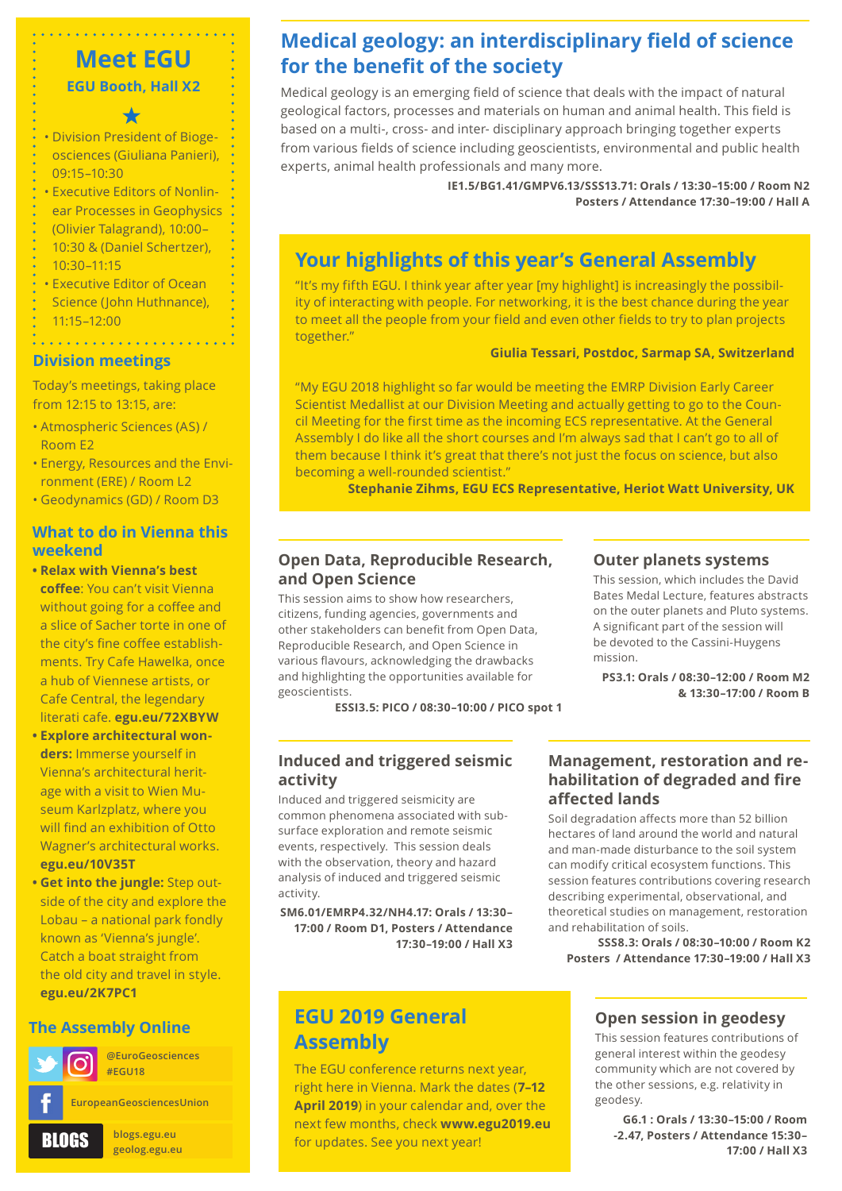## Meet EGU

**EGU Booth, Hall X2**

★

- Division President of Biogeosciences (Giuliana Panieri), 09:15–10:30
- Executive Editors of Nonlinear Processes in Geophysics (Olivier Talagrand), 10:00–10:30 & (Daniel Schertzer), 10:30–11:15
- Executive Editor of Ocean Science (John Huthnance), 11:15–12:00

## Division meetings

Today's meetings, taking place from 12:15 to 13:15, are:

- Atmospheric Sciences (AS) / Room E2
- Energy, Resources and the Environment (ERE) / Room L2
- Geodynamics (GD) / Room D3

## What to do in Vienna this weekend

- **Relax with Vienna's best coffee**: You can't visit Vienna without going for a coffee and a slice of Sacher torte in one of the city's fine coffee establishments. Try Cafe Hawelka, once a hub of Viennese artists, or Cafe Central, the legendary literati cafe. **egu.eu/72XBYW**
- **Explore architectural wonders:** Immerse yourself in Vienna's architectural heritage with a visit to Wien Museum Karlzplatz, where you will find an exhibition of Otto Wagner's architectural works. **egu.eu/10V35T**
- **Get into the jungle:** Step outside of the city and explore the Lobau – a national park fondly known as 'Vienna's jungle'. Catch a boat straight from the old city and travel in style. **egu.eu/2K7PC1**

## The Assembly Online

@EuroGeosciences
#EGU18

EuropeanGeosciencesUnion

BLOGS
blogs.egu.eu
geolog.egu.eu

## Medical geology: an interdisciplinary field of science for the benefit of the society

Medical geology is an emerging field of science that deals with the impact of natural geological factors, processes and materials on human and animal health. This field is based on a multi-, cross- and inter- disciplinary approach bringing together experts from various fields of science including geoscientists, environmental and public health experts, animal health professionals and many more.

**IE1.5/BG1.41/GMPV6.13/SSS13.71: Orals / 13:30–15:00 / Room N2**
**Posters / Attendance 17:30–19:00 / Hall A**

## Your highlights of this year's General Assembly

"It's my fifth EGU. I think year after year [my highlight] is increasingly the possibility of interacting with people. For networking, it is the best chance during the year to meet all the people from your field and even other fields to try to plan projects together."

**Giulia Tessari, Postdoc, Sarmap SA, Switzerland**

"My EGU 2018 highlight so far would be meeting the EMRP Division Early Career Scientist Medallist at our Division Meeting and actually getting to go to the Council Meeting for the first time as the incoming ECS representative. At the General Assembly I do like all the short courses and I'm always sad that I can't go to all of them because I think it's great that there's not just the focus on science, but also becoming a well-rounded scientist."

**Stephanie Zihms, EGU ECS Representative, Heriot Watt University, UK**

### Open Data, Reproducible Research, and Open Science

This session aims to show how researchers, citizens, funding agencies, governments and other stakeholders can benefit from Open Data, Reproducible Research, and Open Science in various flavours, acknowledging the drawbacks and highlighting the opportunities available for geoscientists.

**ESSI3.5: PICO / 08:30–10:00 / PICO spot 1**

### Outer planets systems

This session, which includes the David Bates Medal Lecture, features abstracts on the outer planets and Pluto systems. A significant part of the session will be devoted to the Cassini-Huygens mission.

**PS3.1: Orals / 08:30–12:00 / Room M2 & 13:30–17:00 / Room B**

### Induced and triggered seismic activity

Induced and triggered seismicity are common phenomena associated with subsurface exploration and remote seismic events, respectively. This session deals with the observation, theory and hazard analysis of induced and triggered seismic activity.

**SM6.01/EMRP4.32/NH4.17: Orals / 13:30–17:00 / Room D1, Posters / Attendance 17:30–19:00 / Hall X3**

### Management, restoration and rehabilitation of degraded and fire affected lands

Soil degradation affects more than 52 billion hectares of land around the world and natural and man-made disturbance to the soil system can modify critical ecosystem functions. This session features contributions covering research describing experimental, observational, and theoretical studies on management, restoration and rehabilitation of soils.

**SSS8.3: Orals / 08:30–10:00 / Room K2**
**Posters / Attendance 17:30–19:00 / Hall X3**

## EGU 2019 General Assembly

The EGU conference returns next year, right here in Vienna. Mark the dates (**7–12 April 2019**) in your calendar and, over the next few months, check **www.egu2019.eu** for updates. See you next year!

### Open session in geodesy

This session features contributions of general interest within the geodesy community which are not covered by the other sessions, e.g. relativity in geodesy.

**G6.1 : Orals / 13:30–15:00 / Room -2.47, Posters / Attendance 15:30–17:00 / Hall X3**